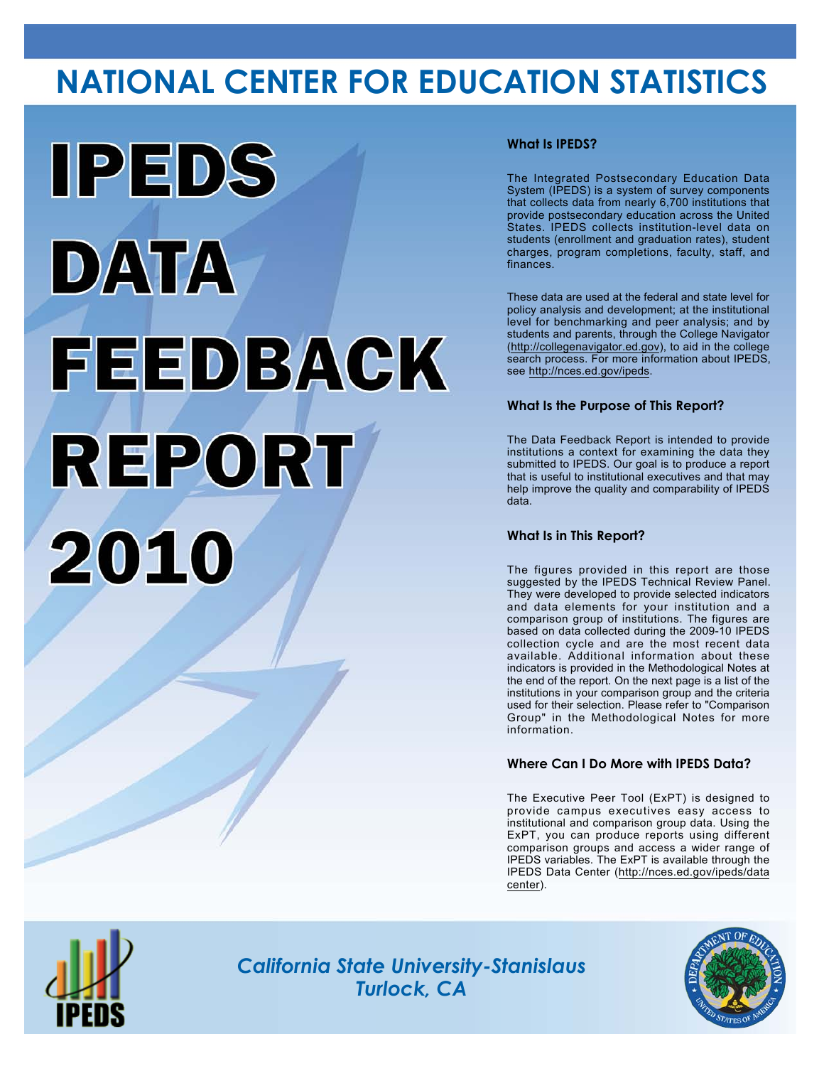# NATIONAL CENTER FOR EDUCATION STATISTICS

# IPEDS DATA FEEDBACK REPORT 2010

### What Is IPEDS?

The Integrated Postsecondary Education Data System (IPEDS) is a system of survey components that collects data from nearly 6,700 institutions that provide postsecondary education across the United States. IPEDS collects institution-level data on students (enrollment and graduation rates), student charges, program completions, faculty, staff, and finances.

These data are used at the federal and state level for policy analysis and development; at the institutional level for benchmarking and peer analysis; and by students and parents, through the College Navigator (http://collegenavigator.ed.gov), to aid in the college search process. For more information about IPEDS, see http://nces.ed.gov/ipeds.

### What Is the Purpose of This Report?

The Data Feedback Report is intended to provide institutions a context for examining the data they submitted to IPEDS. Our goal is to produce a report that is useful to institutional executives and that may help improve the quality and comparability of IPEDS data.

### What Is in This Report?

The figures provided in this report are those suggested by the IPEDS Technical Review Panel. They were developed to provide selected indicators and data elements for your institution and a comparison group of institutions. The figures are based on data collected during the 2009-10 IPEDS collection cycle and are the most recent data available. Additional information about these indicators is provided in the Methodological Notes at the end of the report. On the next page is a list of the institutions in your comparison group and the criteria used for their selection. Please refer to "Comparison Group" in the Methodological Notes for more information.

### Where Can I Do More with IPEDS Data?

The Executive Peer Tool (ExPT) is designed to provide campus executives easy access to institutional and comparison group data. Using the ExPT, you can produce reports using different comparison groups and access a wider range of IPEDS variables. The ExPT is available through the IPEDS Data Center (http://nces.ed.gov/ipeds/datacenter).

*California State University-Stanislaus*
*Turlock, CA*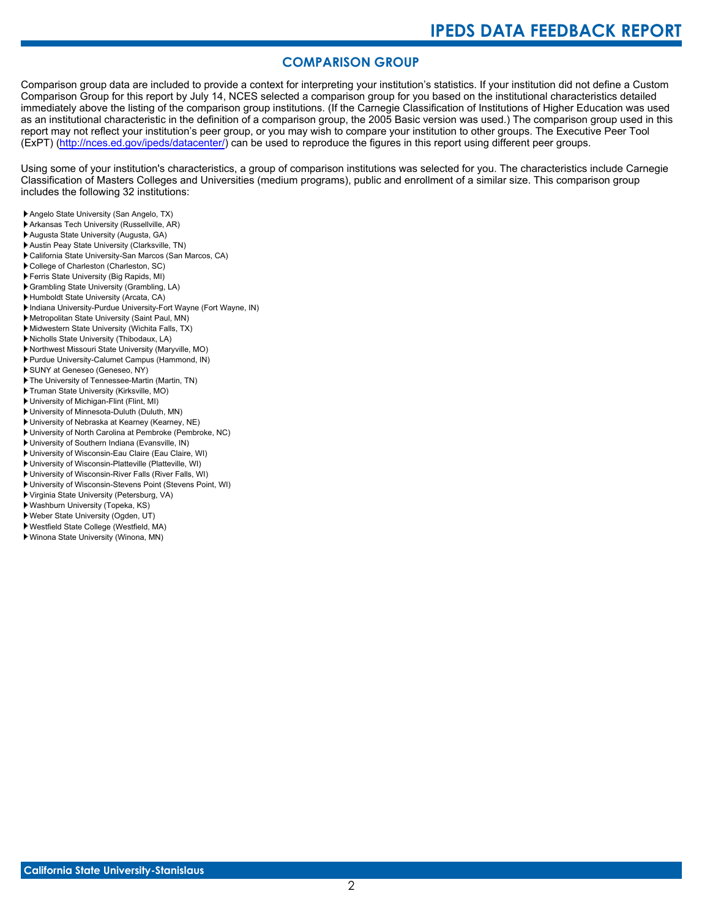## COMPARISON GROUP

Comparison group data are included to provide a context for interpreting your institution's statistics. If your institution did not define a Custom Comparison Group for this report by July 14, NCES selected a comparison group for you based on the institutional characteristics detailed immediately above the listing of the comparison group institutions. (If the Carnegie Classification of Institutions of Higher Education was used as an institutional characteristic in the definition of a comparison group, the 2005 Basic version was used.) The comparison group used in this report may not reflect your institution's peer group, or you may wish to compare your institution to other groups. The Executive Peer Tool (ExPT) (http://nces.ed.gov/ipeds/datacenter/) can be used to reproduce the figures in this report using different peer groups.

Using some of your institution's characteristics, a group of comparison institutions was selected for you. The characteristics include Carnegie Classification of Masters Colleges and Universities (medium programs), public and enrollment of a similar size. This comparison group includes the following 32 institutions:

- Angelo State University (San Angelo, TX)
- Arkansas Tech University (Russellville, AR)
- Augusta State University (Augusta, GA)
- Austin Peay State University (Clarksville, TN)
- California State University-San Marcos (San Marcos, CA)
- College of Charleston (Charleston, SC)
- Ferris State University (Big Rapids, MI)
- Grambling State University (Grambling, LA)
- Humboldt State University (Arcata, CA)
- Indiana University-Purdue University-Fort Wayne (Fort Wayne, IN)
- Metropolitan State University (Saint Paul, MN)
- Midwestern State University (Wichita Falls, TX)
- Nicholls State University (Thibodaux, LA)
- Northwest Missouri State University (Maryville, MO)
- Purdue University-Calumet Campus (Hammond, IN)
- SUNY at Geneseo (Geneseo, NY)
- The University of Tennessee-Martin (Martin, TN)
- Truman State University (Kirksville, MO)
- University of Michigan-Flint (Flint, MI)
- University of Minnesota-Duluth (Duluth, MN)
- University of Nebraska at Kearney (Kearney, NE)
- University of North Carolina at Pembroke (Pembroke, NC)
- University of Southern Indiana (Evansville, IN)
- University of Wisconsin-Eau Claire (Eau Claire, WI)
- University of Wisconsin-Platteville (Platteville, WI)
- University of Wisconsin-River Falls (River Falls, WI)
- University of Wisconsin-Stevens Point (Stevens Point, WI)
- Virginia State University (Petersburg, VA)
- Washburn University (Topeka, KS)
- Weber State University (Ogden, UT)
- Westfield State College (Westfield, MA)
- Winona State University (Winona, MN)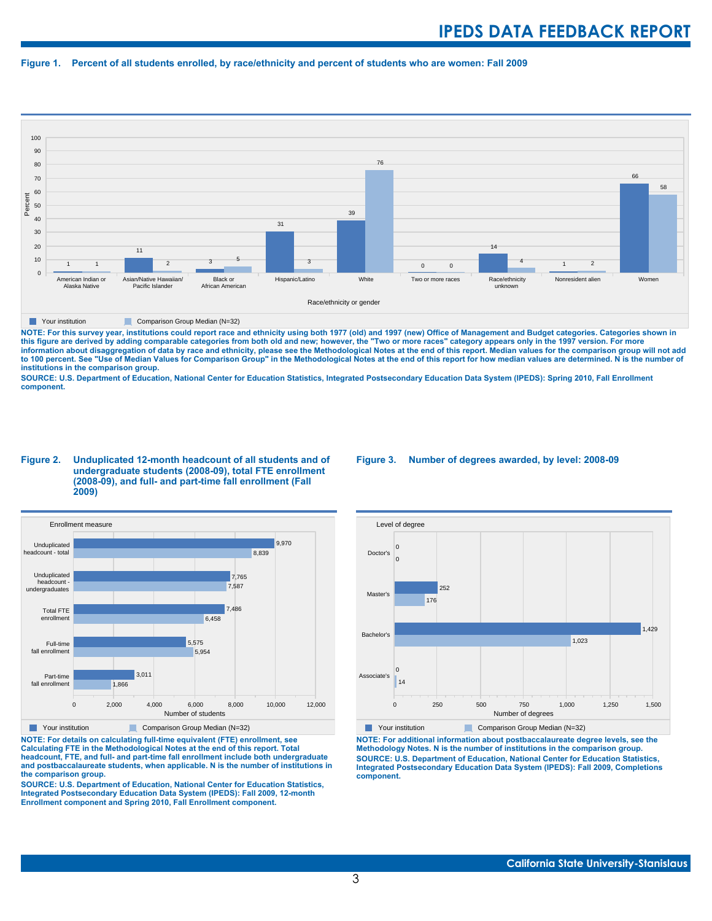**Figure 1. Percent of all students enrolled, by race/ethnicity and percent of students who are women: Fall 2009**

| Race/ethnicity or gender | Your institution | Comparison Group Median (N=32) |
|---|---|---|
| American Indian or Alaska Native | 1 | 1 |
| Asian/Native Hawaiian/ Pacific Islander | 11 | 2 |
| Black or African American | 3 | 5 |
| Hispanic/Latino | 31 | 3 |
| White | 39 | 76 |
| Two or more races | 0 | 0 |
| Race/ethnicity unknown | 14 | 4 |
| Nonresident alien | 1 | 2 |
| Women | 66 | 58 |

**NOTE: For this survey year, institutions could report race and ethnicity using both 1977 (old) and 1997 (new) Office of Management and Budget categories. Categories shown in this figure are derived by adding comparable categories from both old and new; however, the "Two or more races" category appears only in the 1997 version. For more information about disaggregation of data by race and ethnicity, please see the Methodological Notes at the end of this report. Median values for the comparison group will not add to 100 percent. See "Use of Median Values for Comparison Group" in the Methodological Notes at the end of this report for how median values are determined. N is the number of institutions in the comparison group.**

**SOURCE: U.S. Department of Education, National Center for Education Statistics, Integrated Postsecondary Education Data System (IPEDS): Spring 2010, Fall Enrollment component.**

**Figure 2. Unduplicated 12-month headcount of all students and of undergraduate students (2008-09), total FTE enrollment (2008-09), and full- and part-time fall enrollment (Fall 2009)**

| Enrollment measure | Your institution | Comparison Group Median (N=32) |
|---|---|---|
| Unduplicated headcount - total | 9,970 | 8,839 |
| Unduplicated headcount - undergraduates | 7,765 | 7,587 |
| Total FTE enrollment | 7,486 | 6,458 |
| Full-time fall enrollment | 5,575 | 5,954 |
| Part-time fall enrollment | 3,011 | 1,866 |

**NOTE: For details on calculating full-time equivalent (FTE) enrollment, see Calculating FTE in the Methodological Notes at the end of this report. Total headcount, FTE, and full- and part-time fall enrollment include both undergraduate and postbaccalaureate students, when applicable. N is the number of institutions in the comparison group.**

**SOURCE: U.S. Department of Education, National Center for Education Statistics, Integrated Postsecondary Education Data System (IPEDS): Fall 2009, 12-month Enrollment component and Spring 2010, Fall Enrollment component.**

**Figure 3. Number of degrees awarded, by level: 2008-09**

| Level of degree | Your institution | Comparison Group Median (N=32) |
|---|---|---|
| Doctor's | 0 | 0 |
| Master's | 252 | 176 |
| Bachelor's | 1,429 | 1,023 |
| Associate's | 0 | 14 |

**NOTE: For additional information about postbaccalaureate degree levels, see the Methodology Notes. N is the number of institutions in the comparison group.**

**SOURCE: U.S. Department of Education, National Center for Education Statistics, Integrated Postsecondary Education Data System (IPEDS): Fall 2009, Completions component.**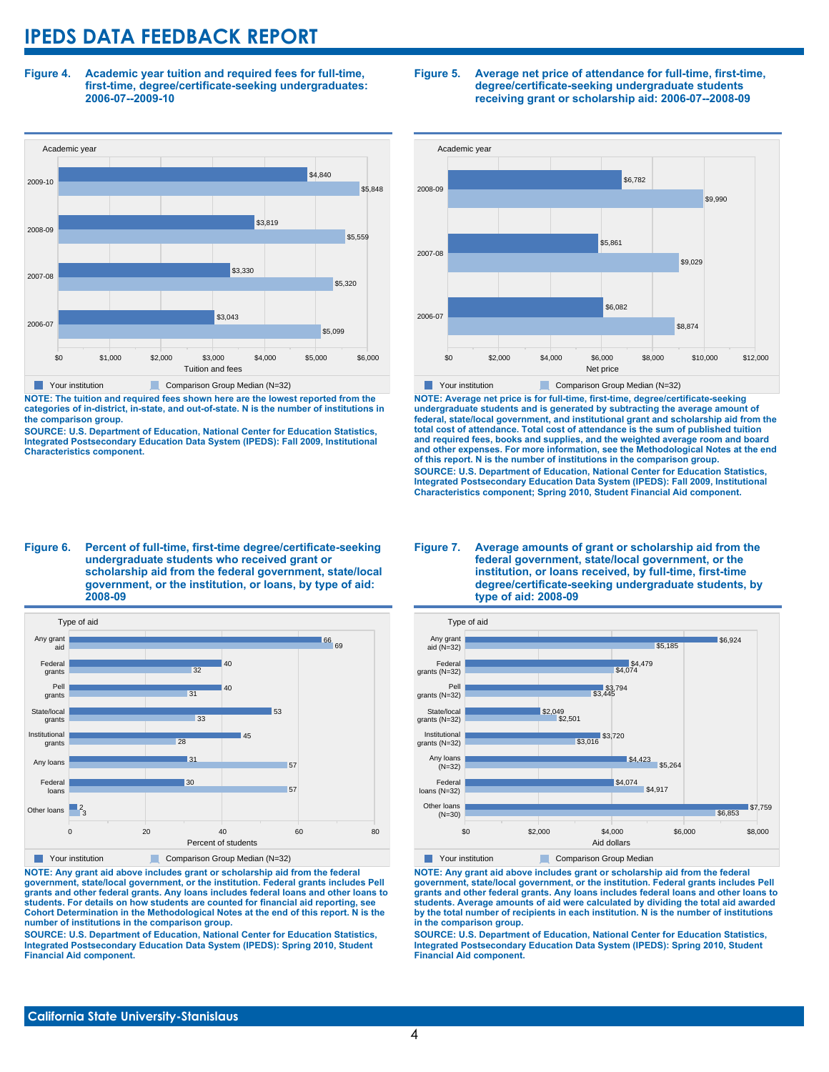# IPEDS DATA FEEDBACK REPORT

**Figure 4. Academic year tuition and required fees for full-time, first-time, degree/certificate-seeking undergraduates: 2006-07--2009-10**

| Academic year | Your institution | Comparison Group Median (N=32) |
|---|---|---|
| 2009-10 | $4,840 | $5,848 |
| 2008-09 | $3,819 | $5,559 |
| 2007-08 | $3,330 | $5,320 |
| 2006-07 | $3,043 | $5,099 |

**NOTE: The tuition and required fees shown here are the lowest reported from the categories of in-district, in-state, and out-of-state. N is the number of institutions in the comparison group.**

**SOURCE: U.S. Department of Education, National Center for Education Statistics, Integrated Postsecondary Education Data System (IPEDS): Fall 2009, Institutional Characteristics component.**

**Figure 5. Average net price of attendance for full-time, first-time, degree/certificate-seeking undergraduate students receiving grant or scholarship aid: 2006-07--2008-09**

| Academic year | Your institution | Comparison Group Median (N=32) |
|---|---|---|
| 2008-09 | $6,782 | $9,990 |
| 2007-08 | $5,861 | $9,029 |
| 2006-07 | $6,082 | $8,874 |

**NOTE: Average net price is for full-time, first-time, degree/certificate-seeking undergraduate students and is generated by subtracting the average amount of federal, state/local government, and institutional grant and scholarship aid from the total cost of attendance. Total cost of attendance is the sum of published tuition and required fees, books and supplies, and the weighted average room and board and other expenses. For more information, see the Methodological Notes at the end of this report. N is the number of institutions in the comparison group.**

**SOURCE: U.S. Department of Education, National Center for Education Statistics, Integrated Postsecondary Education Data System (IPEDS): Fall 2009, Institutional Characteristics component; Spring 2010, Student Financial Aid component.**

**Figure 6. Percent of full-time, first-time degree/certificate-seeking undergraduate students who received grant or scholarship aid from the federal government, state/local government, or the institution, or loans, by type of aid: 2008-09**

| Type of aid | Your institution | Comparison Group Median (N=32) |
|---|---|---|
| Any grant aid | 66 | 69 |
| Federal grants | 40 | 32 |
| Pell grants | 40 | 31 |
| State/local grants | 53 | 33 |
| Institutional grants | 45 | 28 |
| Any loans | 31 | 57 |
| Federal loans | 30 | 57 |
| Other loans | 2 | 3 |

**NOTE: Any grant aid above includes grant or scholarship aid from the federal government, state/local government, or the institution. Federal grants includes Pell grants and other federal grants. Any loans includes federal loans and other loans to students. For details on how students are counted for financial aid reporting, see Cohort Determination in the Methodological Notes at the end of this report. N is the number of institutions in the comparison group.**

**SOURCE: U.S. Department of Education, National Center for Education Statistics, Integrated Postsecondary Education Data System (IPEDS): Spring 2010, Student Financial Aid component.**

**Figure 7. Average amounts of grant or scholarship aid from the federal government, state/local government, or the institution, or loans received, by full-time, first-time degree/certificate-seeking undergraduate students, by type of aid: 2008-09**

| Type of aid | Your institution | Comparison Group Median |
|---|---|---|
| Any grant aid (N=32) | $6,924 | $5,185 |
| Federal grants (N=32) | $4,479 | $4,074 |
| Pell grants (N=32) | $3,794 | $3,445 |
| State/local grants (N=32) | $2,049 | $2,501 |
| Institutional grants (N=32) | $3,720 | $3,016 |
| Any loans (N=32) | $4,423 | $5,264 |
| Federal loans (N=32) | $4,074 | $4,917 |
| Other loans (N=30) | $7,759 | $6,853 |

**NOTE: Any grant aid above includes grant or scholarship aid from the federal government, state/local government, or the institution. Federal grants includes Pell grants and other federal grants. Any loans includes federal loans and other loans to students. Average amounts of aid were calculated by dividing the total aid awarded by the total number of recipients in each institution. N is the number of institutions in the comparison group.**

**SOURCE: U.S. Department of Education, National Center for Education Statistics, Integrated Postsecondary Education Data System (IPEDS): Spring 2010, Student Financial Aid component.**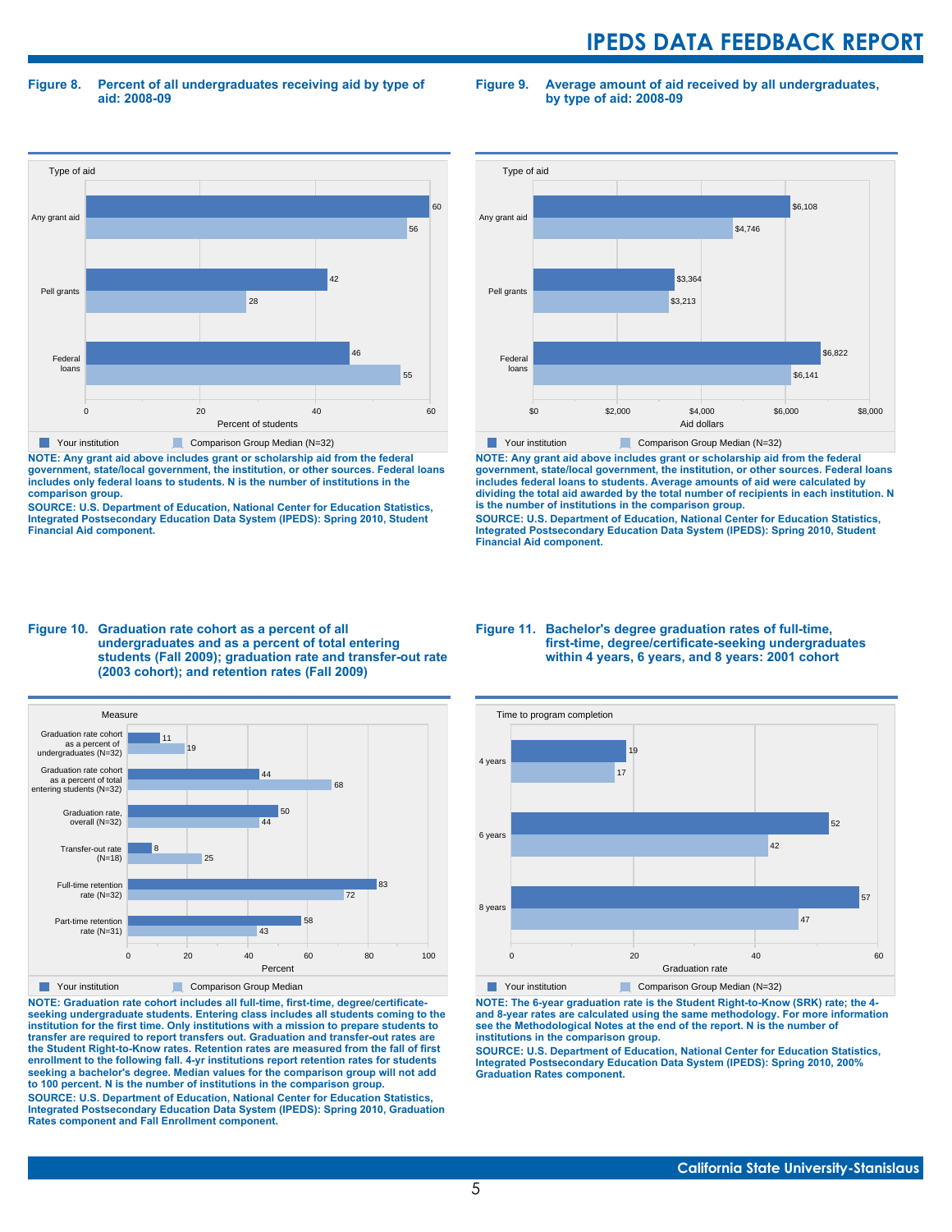### Figure 8. Percent of all undergraduates receiving aid by type of aid: 2008-09

| Type of aid | Your institution | Comparison Group Median (N=32) |
|---|---|---|
| Any grant aid | 60 | 56 |
| Pell grants | 42 | 28 |
| Federal loans | 46 | 55 |

Percent of students

**NOTE: Any grant aid above includes grant or scholarship aid from the federal government, state/local government, the institution, or other sources. Federal loans includes only federal loans to students. N is the number of institutions in the comparison group.**

**SOURCE: U.S. Department of Education, National Center for Education Statistics, Integrated Postsecondary Education Data System (IPEDS): Spring 2010, Student Financial Aid component.**

### Figure 9. Average amount of aid received by all undergraduates, by type of aid: 2008-09

| Type of aid | Your institution | Comparison Group Median (N=32) |
|---|---|---|
| Any grant aid | $6,108 | $4,746 |
| Pell grants | $3,364 | $3,213 |
| Federal loans | $6,822 | $6,141 |

Aid dollars

**NOTE: Any grant aid above includes grant or scholarship aid from the federal government, state/local government, the institution, or other sources. Federal loans includes federal loans to students. Average amounts of aid were calculated by dividing the total aid awarded by the total number of recipients in each institution. N is the number of institutions in the comparison group.**

**SOURCE: U.S. Department of Education, National Center for Education Statistics, Integrated Postsecondary Education Data System (IPEDS): Spring 2010, Student Financial Aid component.**

### Figure 10. Graduation rate cohort as a percent of all undergraduates and as a percent of total entering students (Fall 2009); graduation rate and transfer-out rate (2003 cohort); and retention rates (Fall 2009)

| Measure | Your institution | Comparison Group Median |
|---|---|---|
| Graduation rate cohort as a percent of undergraduates (N=32) | 11 | 19 |
| Graduation rate cohort as a percent of total entering students (N=32) | 44 | 68 |
| Graduation rate, overall (N=32) | 50 | 44 |
| Transfer-out rate (N=18) | 8 | 25 |
| Full-time retention rate (N=32) | 83 | 72 |
| Part-time retention rate (N=31) | 58 | 43 |

Percent

**NOTE: Graduation rate cohort includes all full-time, first-time, degree/certificate-seeking undergraduate students. Entering class includes all students coming to the institution for the first time. Only institutions with a mission to prepare students to transfer are required to report transfers out. Graduation and transfer-out rates are the Student Right-to-Know rates. Retention rates are measured from the fall of first enrollment to the following fall. 4-yr institutions report retention rates for students seeking a bachelor's degree. Median values for the comparison group will not add to 100 percent. N is the number of institutions in the comparison group.**

**SOURCE: U.S. Department of Education, National Center for Education Statistics, Integrated Postsecondary Education Data System (IPEDS): Spring 2010, Graduation Rates component and Fall Enrollment component.**

### Figure 11. Bachelor's degree graduation rates of full-time, first-time, degree/certificate-seeking undergraduates within 4 years, 6 years, and 8 years: 2001 cohort

| Time to program completion | Your institution | Comparison Group Median (N=32) |
|---|---|---|
| 4 years | 19 | 17 |
| 6 years | 52 | 42 |
| 8 years | 57 | 47 |

Graduation rate

**NOTE: The 6-year graduation rate is the Student Right-to-Know (SRK) rate; the 4- and 8-year rates are calculated using the same methodology. For more information see the Methodological Notes at the end of the report. N is the number of institutions in the comparison group.**

**SOURCE: U.S. Department of Education, National Center for Education Statistics, Integrated Postsecondary Education Data System (IPEDS): Spring 2010, 200% Graduation Rates component.**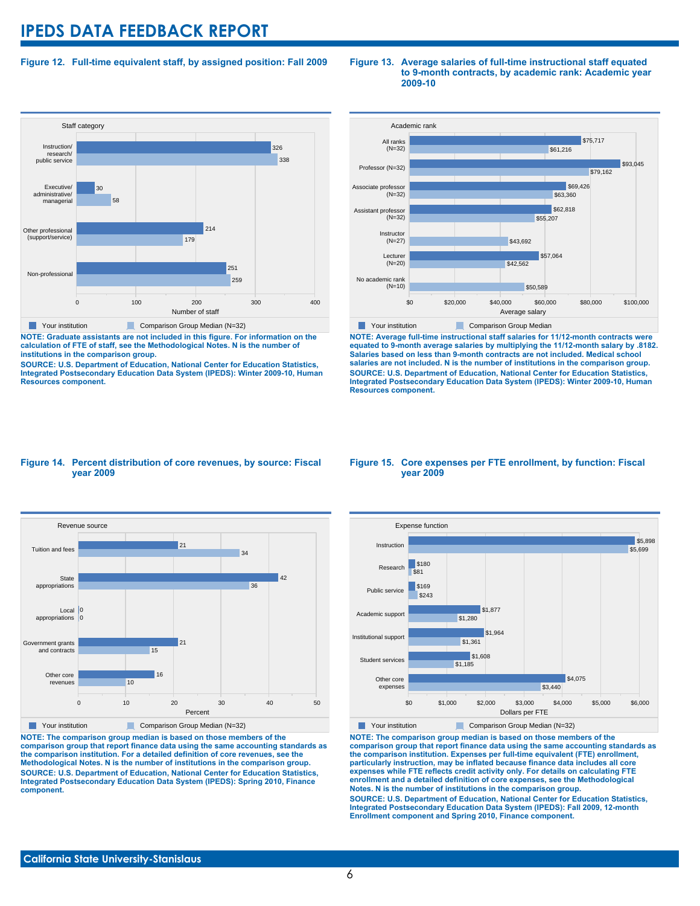# IPEDS DATA FEEDBACK REPORT

**Figure 12. Full-time equivalent staff, by assigned position: Fall 2009**

| Staff category | Your institution | Comparison Group Median (N=32) |
|---|---|---|
| Instruction/ research/ public service | 326 | 338 |
| Executive/ administrative/ managerial | 30 | 58 |
| Other professional (support/service) | 214 | 179 |
| Non-professional | 251 | 259 |

Number of staff

**NOTE: Graduate assistants are not included in this figure. For information on the calculation of FTE of staff, see the Methodological Notes. N is the number of institutions in the comparison group.**

**SOURCE: U.S. Department of Education, National Center for Education Statistics, Integrated Postsecondary Education Data System (IPEDS): Winter 2009-10, Human Resources component.**

**Figure 13. Average salaries of full-time instructional staff equated to 9-month contracts, by academic rank: Academic year 2009-10**

| Academic rank | Your institution | Comparison Group Median |
|---|---|---|
| All ranks (N=32) | $75,717 | $61,216 |
| Professor (N=32) | $93,045 | $79,162 |
| Associate professor (N=32) | $69,426 | $63,360 |
| Assistant professor (N=32) | $62,818 | $55,207 |
| Instructor (N=27) | | $43,692 |
| Lecturer (N=20) | $57,064 | $42,562 |
| No academic rank (N=10) | | $50,589 |

Average salary

**NOTE: Average full-time instructional staff salaries for 11/12-month contracts were equated to 9-month average salaries by multiplying the 11/12-month salary by .8182. Salaries based on less than 9-month contracts are not included. Medical school salaries are not included. N is the number of institutions in the comparison group.**

**SOURCE: U.S. Department of Education, National Center for Education Statistics, Integrated Postsecondary Education Data System (IPEDS): Winter 2009-10, Human Resources component.**

**Figure 14. Percent distribution of core revenues, by source: Fiscal year 2009**

| Revenue source | Your institution | Comparison Group Median (N=32) |
|---|---|---|
| Tuition and fees | 21 | 34 |
| State appropriations | 42 | 36 |
| Local appropriations | 0 | 0 |
| Government grants and contracts | 21 | 15 |
| Other core revenues | 16 | 10 |

Percent

**NOTE: The comparison group median is based on those members of the comparison group that report finance data using the same accounting standards as the comparison institution. For a detailed definition of core revenues, see the Methodological Notes. N is the number of institutions in the comparison group.**

**SOURCE: U.S. Department of Education, National Center for Education Statistics, Integrated Postsecondary Education Data System (IPEDS): Spring 2010, Finance component.**

**Figure 15. Core expenses per FTE enrollment, by function: Fiscal year 2009**

| Expense function | Your institution | Comparison Group Median (N=32) |
|---|---|---|
| Instruction | $5,898 | $5,699 |
| Research | $180 | $81 |
| Public service | $169 | $243 |
| Academic support | $1,877 | $1,280 |
| Institutional support | $1,964 | $1,361 |
| Student services | $1,608 | $1,185 |
| Other core expenses | $4,075 | $3,440 |

Dollars per FTE

**NOTE: The comparison group median is based on those members of the comparison group that report finance data using the same accounting standards as the comparison institution. Expenses per full-time equivalent (FTE) enrollment, particularly instruction, may be inflated because finance data includes all core expenses while FTE reflects credit activity only. For details on calculating FTE enrollment and a detailed definition of core expenses, see the Methodological Notes. N is the number of institutions in the comparison group.**

**SOURCE: U.S. Department of Education, National Center for Education Statistics, Integrated Postsecondary Education Data System (IPEDS): Fall 2009, 12-month Enrollment component and Spring 2010, Finance component.**

California State University-Stanislaus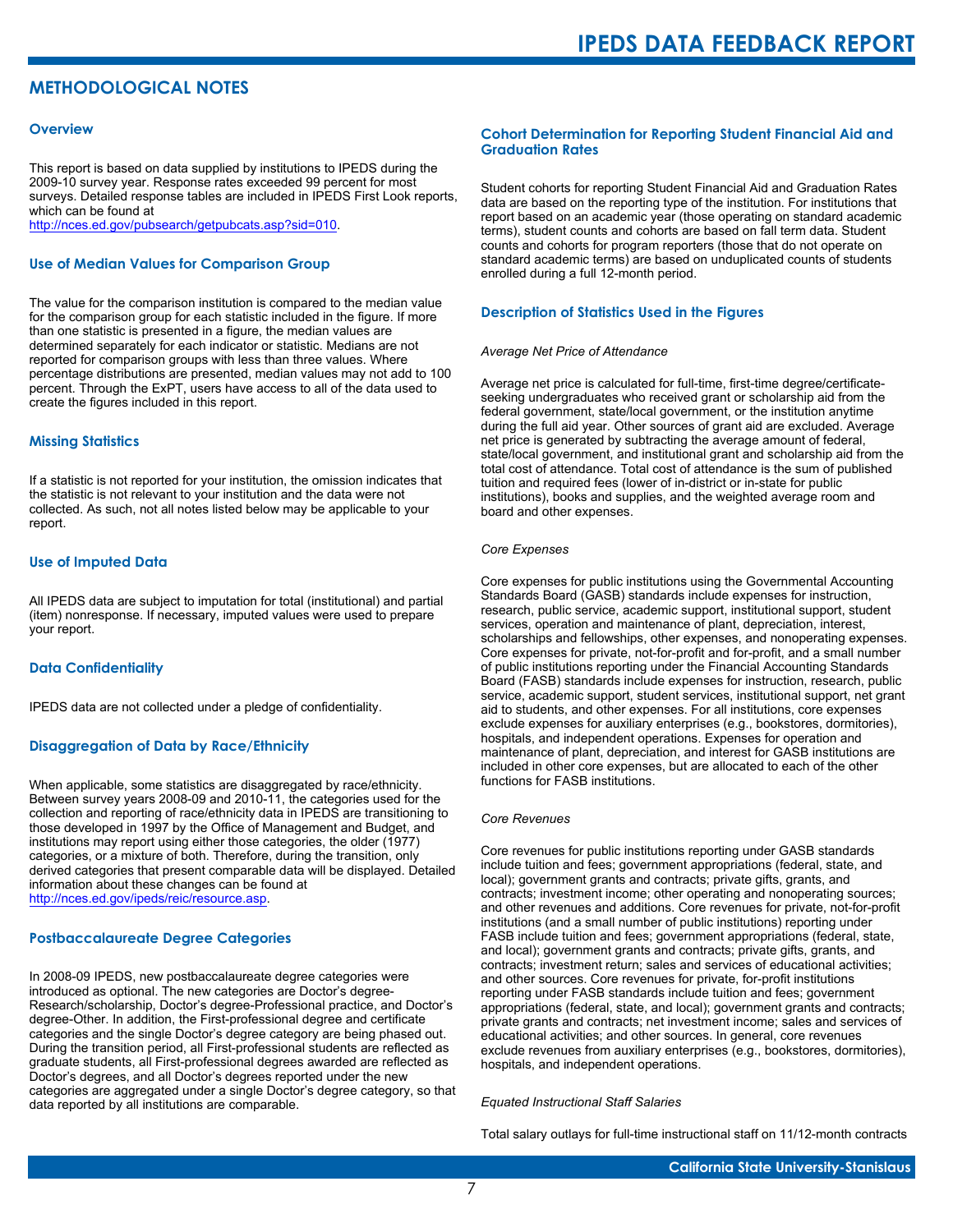## METHODOLOGICAL NOTES

### Overview

This report is based on data supplied by institutions to IPEDS during the 2009-10 survey year. Response rates exceeded 99 percent for most surveys. Detailed response tables are included in IPEDS First Look reports, which can be found at http://nces.ed.gov/pubsearch/getpubcats.asp?sid=010.

### Use of Median Values for Comparison Group

The value for the comparison institution is compared to the median value for the comparison group for each statistic included in the figure. If more than one statistic is presented in a figure, the median values are determined separately for each indicator or statistic. Medians are not reported for comparison groups with less than three values. Where percentage distributions are presented, median values may not add to 100 percent. Through the ExPT, users have access to all of the data used to create the figures included in this report.

### Missing Statistics

If a statistic is not reported for your institution, the omission indicates that the statistic is not relevant to your institution and the data were not collected. As such, not all notes listed below may be applicable to your report.

### Use of Imputed Data

All IPEDS data are subject to imputation for total (institutional) and partial (item) nonresponse. If necessary, imputed values were used to prepare your report.

### Data Confidentiality

IPEDS data are not collected under a pledge of confidentiality.

### Disaggregation of Data by Race/Ethnicity

When applicable, some statistics are disaggregated by race/ethnicity. Between survey years 2008-09 and 2010-11, the categories used for the collection and reporting of race/ethnicity data in IPEDS are transitioning to those developed in 1997 by the Office of Management and Budget, and institutions may report using either those categories, the older (1977) categories, or a mixture of both. Therefore, during the transition, only derived categories that present comparable data will be displayed. Detailed information about these changes can be found at http://nces.ed.gov/ipeds/reic/resource.asp.

### Postbaccalaureate Degree Categories

In 2008-09 IPEDS, new postbaccalaureate degree categories were introduced as optional. The new categories are Doctor's degree-Research/scholarship, Doctor's degree-Professional practice, and Doctor's degree-Other. In addition, the First-professional degree and certificate categories and the single Doctor's degree category are being phased out. During the transition period, all First-professional students are reflected as graduate students, all First-professional degrees awarded are reflected as Doctor's degrees, and all Doctor's degrees reported under the new categories are aggregated under a single Doctor's degree category, so that data reported by all institutions are comparable.

### Cohort Determination for Reporting Student Financial Aid and Graduation Rates

Student cohorts for reporting Student Financial Aid and Graduation Rates data are based on the reporting type of the institution. For institutions that report based on an academic year (those operating on standard academic terms), student counts and cohorts are based on fall term data. Student counts and cohorts for program reporters (those that do not operate on standard academic terms) are based on unduplicated counts of students enrolled during a full 12-month period.

### Description of Statistics Used in the Figures

*Average Net Price of Attendance*

Average net price is calculated for full-time, first-time degree/certificate-seeking undergraduates who received grant or scholarship aid from the federal government, state/local government, or the institution anytime during the full aid year. Other sources of grant aid are excluded. Average net price is generated by subtracting the average amount of federal, state/local government, and institutional grant and scholarship aid from the total cost of attendance. Total cost of attendance is the sum of published tuition and required fees (lower of in-district or in-state for public institutions), books and supplies, and the weighted average room and board and other expenses.

*Core Expenses*

Core expenses for public institutions using the Governmental Accounting Standards Board (GASB) standards include expenses for instruction, research, public service, academic support, institutional support, student services, operation and maintenance of plant, depreciation, interest, scholarships and fellowships, other expenses, and nonoperating expenses. Core expenses for private, not-for-profit and for-profit, and a small number of public institutions reporting under the Financial Accounting Standards Board (FASB) standards include expenses for instruction, research, public service, academic support, student services, institutional support, net grant aid to students, and other expenses. For all institutions, core expenses exclude expenses for auxiliary enterprises (e.g., bookstores, dormitories), hospitals, and independent operations. Expenses for operation and maintenance of plant, depreciation, and interest for GASB institutions are included in other core expenses, but are allocated to each of the other functions for FASB institutions.

*Core Revenues*

Core revenues for public institutions reporting under GASB standards include tuition and fees; government appropriations (federal, state, and local); government grants and contracts; private gifts, grants, and contracts; investment income; other operating and nonoperating sources; and other revenues and additions. Core revenues for private, not-for-profit institutions (and a small number of public institutions) reporting under FASB include tuition and fees; government appropriations (federal, state, and local); government grants and contracts; private gifts, grants, and contracts; investment return; sales and services of educational activities; and other sources. Core revenues for private, for-profit institutions reporting under FASB standards include tuition and fees; government appropriations (federal, state, and local); government grants and contracts; private grants and contracts; net investment income; sales and services of educational activities; and other sources. In general, core revenues exclude revenues from auxiliary enterprises (e.g., bookstores, dormitories), hospitals, and independent operations.

*Equated Instructional Staff Salaries*

Total salary outlays for full-time instructional staff on 11/12-month contracts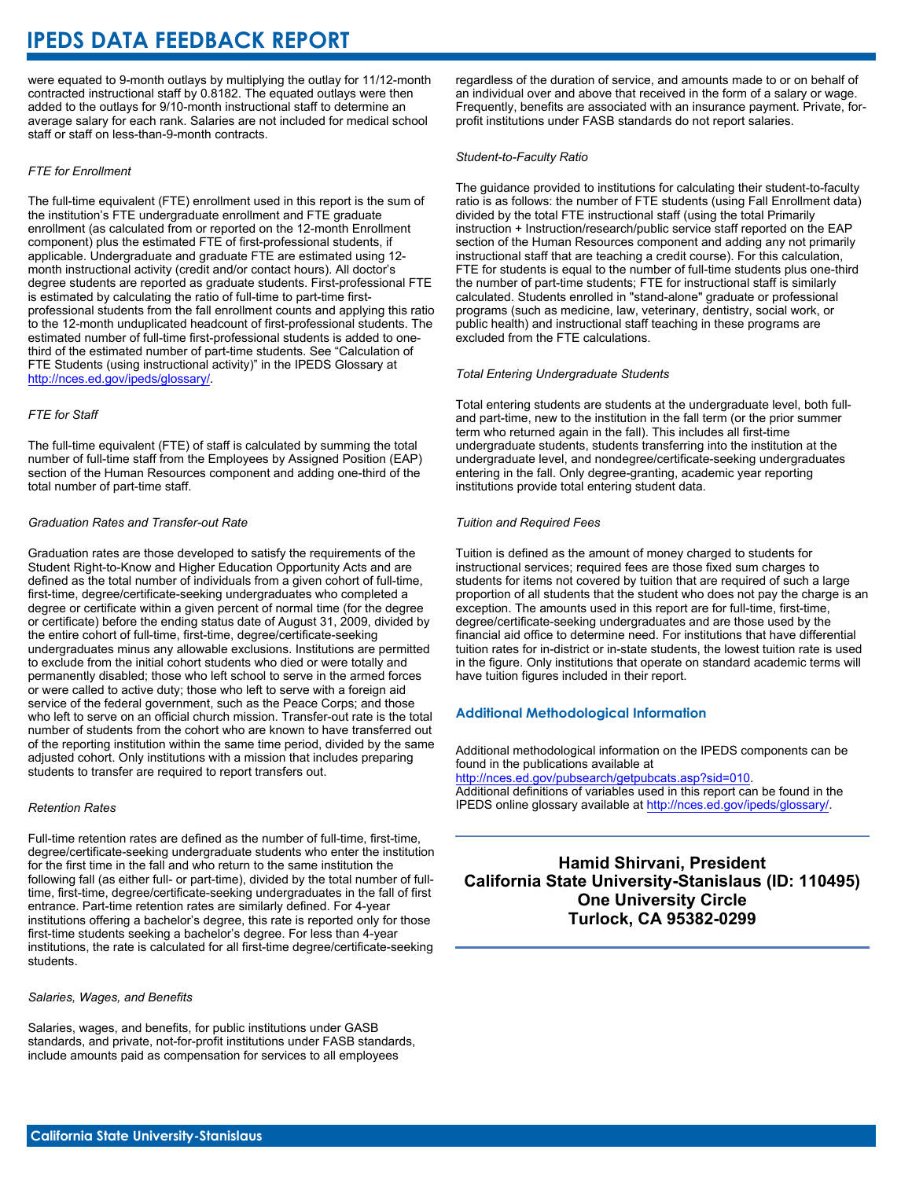were equated to 9-month outlays by multiplying the outlay for 11/12-month contracted instructional staff by 0.8182. The equated outlays were then added to the outlays for 9/10-month instructional staff to determine an average salary for each rank. Salaries are not included for medical school staff or staff on less-than-9-month contracts.

*FTE for Enrollment*

The full-time equivalent (FTE) enrollment used in this report is the sum of the institution's FTE undergraduate enrollment and FTE graduate enrollment (as calculated from or reported on the 12-month Enrollment component) plus the estimated FTE of first-professional students, if applicable. Undergraduate and graduate FTE are estimated using 12-month instructional activity (credit and/or contact hours). All doctor's degree students are reported as graduate students. First-professional FTE is estimated by calculating the ratio of full-time to part-time first-professional students from the fall enrollment counts and applying this ratio to the 12-month unduplicated headcount of first-professional students. The estimated number of full-time first-professional students is added to one-third of the estimated number of part-time students. See "Calculation of FTE Students (using instructional activity)" in the IPEDS Glossary at http://nces.ed.gov/ipeds/glossary/.

*FTE for Staff*

The full-time equivalent (FTE) of staff is calculated by summing the total number of full-time staff from the Employees by Assigned Position (EAP) section of the Human Resources component and adding one-third of the total number of part-time staff.

*Graduation Rates and Transfer-out Rate*

Graduation rates are those developed to satisfy the requirements of the Student Right-to-Know and Higher Education Opportunity Acts and are defined as the total number of individuals from a given cohort of full-time, first-time, degree/certificate-seeking undergraduates who completed a degree or certificate within a given percent of normal time (for the degree or certificate) before the ending status date of August 31, 2009, divided by the entire cohort of full-time, first-time, degree/certificate-seeking undergraduates minus any allowable exclusions. Institutions are permitted to exclude from the initial cohort students who died or were totally and permanently disabled; those who left school to serve in the armed forces or were called to active duty; those who left to serve with a foreign aid service of the federal government, such as the Peace Corps; and those who left to serve on an official church mission. Transfer-out rate is the total number of students from the cohort who are known to have transferred out of the reporting institution within the same time period, divided by the same adjusted cohort. Only institutions with a mission that includes preparing students to transfer are required to report transfers out.

*Retention Rates*

Full-time retention rates are defined as the number of full-time, first-time, degree/certificate-seeking undergraduate students who enter the institution for the first time in the fall and who return to the same institution the following fall (as either full- or part-time), divided by the total number of full-time, first-time, degree/certificate-seeking undergraduates in the fall of first entrance. Part-time retention rates are similarly defined. For 4-year institutions offering a bachelor's degree, this rate is reported only for those first-time students seeking a bachelor's degree. For less than 4-year institutions, the rate is calculated for all first-time degree/certificate-seeking students.

*Salaries, Wages, and Benefits*

Salaries, wages, and benefits, for public institutions under GASB standards, and private, not-for-profit institutions under FASB standards, include amounts paid as compensation for services to all employees regardless of the duration of service, and amounts made to or on behalf of an individual over and above that received in the form of a salary or wage. Frequently, benefits are associated with an insurance payment. Private, for-profit institutions under FASB standards do not report salaries.

*Student-to-Faculty Ratio*

The guidance provided to institutions for calculating their student-to-faculty ratio is as follows: the number of FTE students (using Fall Enrollment data) divided by the total FTE instructional staff (using the total Primarily instruction + Instruction/research/public service staff reported on the EAP section of the Human Resources component and adding any not primarily instructional staff that are teaching a credit course). For this calculation, FTE for students is equal to the number of full-time students plus one-third the number of part-time students; FTE for instructional staff is similarly calculated. Students enrolled in "stand-alone" graduate or professional programs (such as medicine, law, veterinary, dentistry, social work, or public health) and instructional staff teaching in these programs are excluded from the FTE calculations.

*Total Entering Undergraduate Students*

Total entering students are students at the undergraduate level, both full- and part-time, new to the institution in the fall term (or the prior summer term who returned again in the fall). This includes all first-time undergraduate students, students transferring into the institution at the undergraduate level, and nondegree/certificate-seeking undergraduates entering in the fall. Only degree-granting, academic year reporting institutions provide total entering student data.

*Tuition and Required Fees*

Tuition is defined as the amount of money charged to students for instructional services; required fees are those fixed sum charges to students for items not covered by tuition that are required of such a large proportion of all students that the student who does not pay the charge is an exception. The amounts used in this report are for full-time, first-time, degree/certificate-seeking undergraduates and are those used by the financial aid office to determine need. For institutions that have differential tuition rates for in-district or in-state students, the lowest tuition rate is used in the figure. Only institutions that operate on standard academic terms will have tuition figures included in their report.

## Additional Methodological Information

Additional methodological information on the IPEDS components can be found in the publications available at http://nces.ed.gov/pubsearch/getpubcats.asp?sid=010.
Additional definitions of variables used in this report can be found in the IPEDS online glossary available at http://nces.ed.gov/ipeds/glossary/.

---

**Hamid Shirvani, President**
**California State University-Stanislaus (ID: 110495)**
**One University Circle**
**Turlock, CA 95382-0299**

---